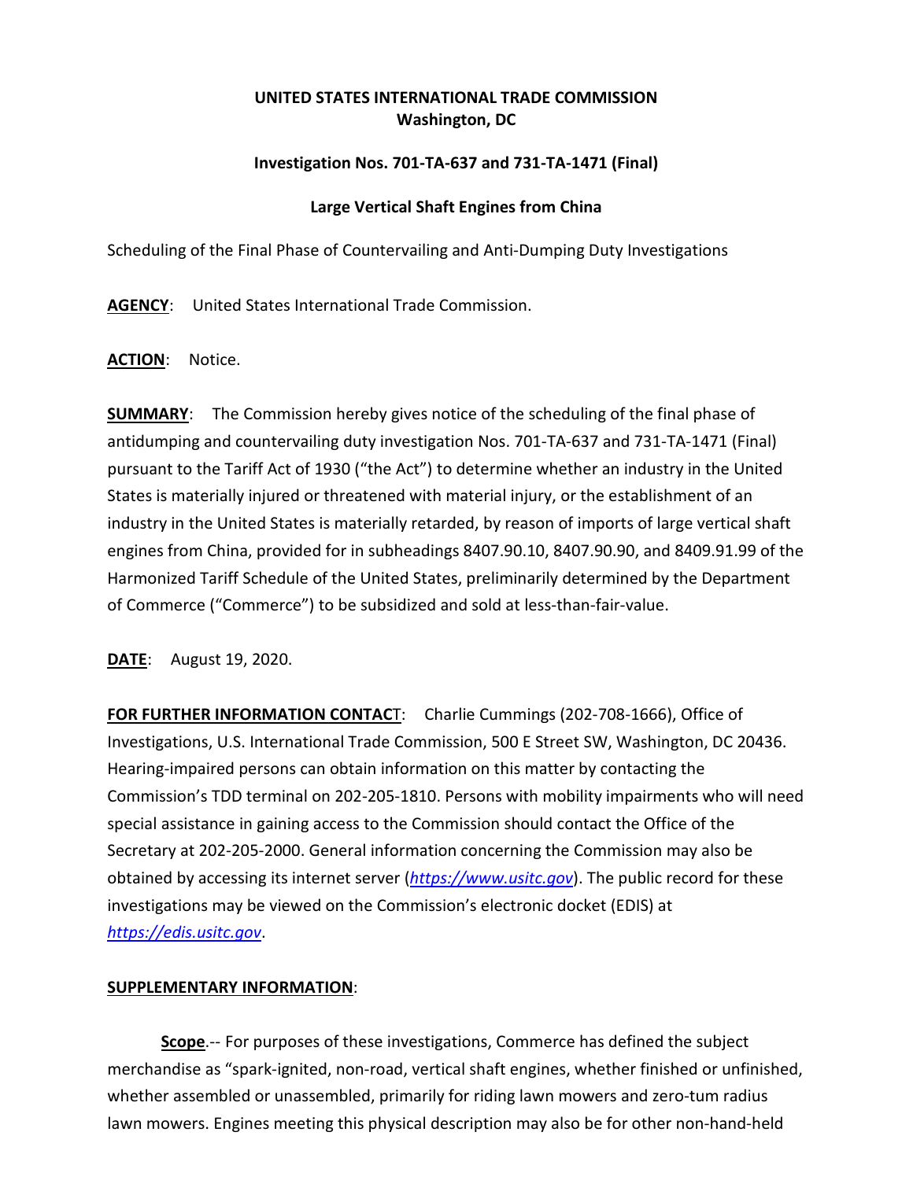**UNITED STATES INTERNATIONAL TRADE COMMISSION**
**Washington, DC**

**Investigation Nos. 701-TA-637 and 731-TA-1471 (Final)**

**Large Vertical Shaft Engines from China**

Scheduling of the Final Phase of Countervailing and Anti-Dumping Duty Investigations

**AGENCY**: United States International Trade Commission.

**ACTION**: Notice.

**SUMMARY**: The Commission hereby gives notice of the scheduling of the final phase of antidumping and countervailing duty investigation Nos. 701-TA-637 and 731-TA-1471 (Final) pursuant to the Tariff Act of 1930 ("the Act") to determine whether an industry in the United States is materially injured or threatened with material injury, or the establishment of an industry in the United States is materially retarded, by reason of imports of large vertical shaft engines from China, provided for in subheadings 8407.90.10, 8407.90.90, and 8409.91.99 of the Harmonized Tariff Schedule of the United States, preliminarily determined by the Department of Commerce ("Commerce") to be subsidized and sold at less-than-fair-value.

**DATE**: August 19, 2020.

**FOR FURTHER INFORMATION CONTACT**: Charlie Cummings (202-708-1666), Office of Investigations, U.S. International Trade Commission, 500 E Street SW, Washington, DC 20436. Hearing-impaired persons can obtain information on this matter by contacting the Commission's TDD terminal on 202-205-1810. Persons with mobility impairments who will need special assistance in gaining access to the Commission should contact the Office of the Secretary at 202-205-2000. General information concerning the Commission may also be obtained by accessing its internet server (*https://www.usitc.gov*). The public record for these investigations may be viewed on the Commission's electronic docket (EDIS) at *https://edis.usitc.gov*.

**SUPPLEMENTARY INFORMATION**:

**Scope**.-- For purposes of these investigations, Commerce has defined the subject merchandise as "spark-ignited, non-road, vertical shaft engines, whether finished or unfinished, whether assembled or unassembled, primarily for riding lawn mowers and zero-tum radius lawn mowers. Engines meeting this physical description may also be for other non-hand-held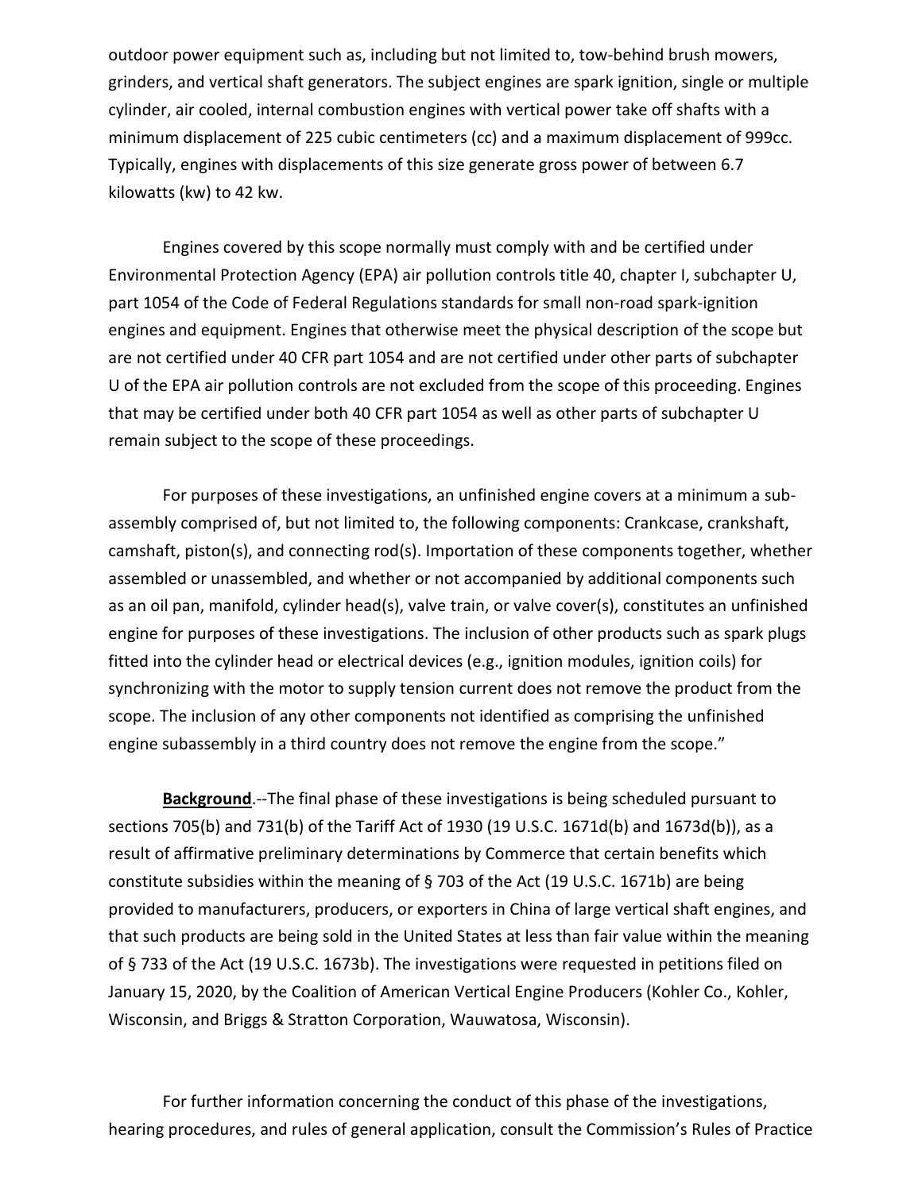outdoor power equipment such as, including but not limited to, tow-behind brush mowers, grinders, and vertical shaft generators. The subject engines are spark ignition, single or multiple cylinder, air cooled, internal combustion engines with vertical power take off shafts with a minimum displacement of 225 cubic centimeters (cc) and a maximum displacement of 999cc. Typically, engines with displacements of this size generate gross power of between 6.7 kilowatts (kw) to 42 kw.

Engines covered by this scope normally must comply with and be certified under Environmental Protection Agency (EPA) air pollution controls title 40, chapter I, subchapter U, part 1054 of the Code of Federal Regulations standards for small non-road spark-ignition engines and equipment. Engines that otherwise meet the physical description of the scope but are not certified under 40 CFR part 1054 and are not certified under other parts of subchapter U of the EPA air pollution controls are not excluded from the scope of this proceeding. Engines that may be certified under both 40 CFR part 1054 as well as other parts of subchapter U remain subject to the scope of these proceedings.

For purposes of these investigations, an unfinished engine covers at a minimum a sub-assembly comprised of, but not limited to, the following components: Crankcase, crankshaft, camshaft, piston(s), and connecting rod(s). Importation of these components together, whether assembled or unassembled, and whether or not accompanied by additional components such as an oil pan, manifold, cylinder head(s), valve train, or valve cover(s), constitutes an unfinished engine for purposes of these investigations. The inclusion of other products such as spark plugs fitted into the cylinder head or electrical devices (e.g., ignition modules, ignition coils) for synchronizing with the motor to supply tension current does not remove the product from the scope. The inclusion of any other components not identified as comprising the unfinished engine subassembly in a third country does not remove the engine from the scope."

**Background**.--The final phase of these investigations is being scheduled pursuant to sections 705(b) and 731(b) of the Tariff Act of 1930 (19 U.S.C. 1671d(b) and 1673d(b)), as a result of affirmative preliminary determinations by Commerce that certain benefits which constitute subsidies within the meaning of § 703 of the Act (19 U.S.C. 1671b) are being provided to manufacturers, producers, or exporters in China of large vertical shaft engines, and that such products are being sold in the United States at less than fair value within the meaning of § 733 of the Act (19 U.S.C. 1673b). The investigations were requested in petitions filed on January 15, 2020, by the Coalition of American Vertical Engine Producers (Kohler Co., Kohler, Wisconsin, and Briggs & Stratton Corporation, Wauwatosa, Wisconsin).

For further information concerning the conduct of this phase of the investigations, hearing procedures, and rules of general application, consult the Commission's Rules of Practice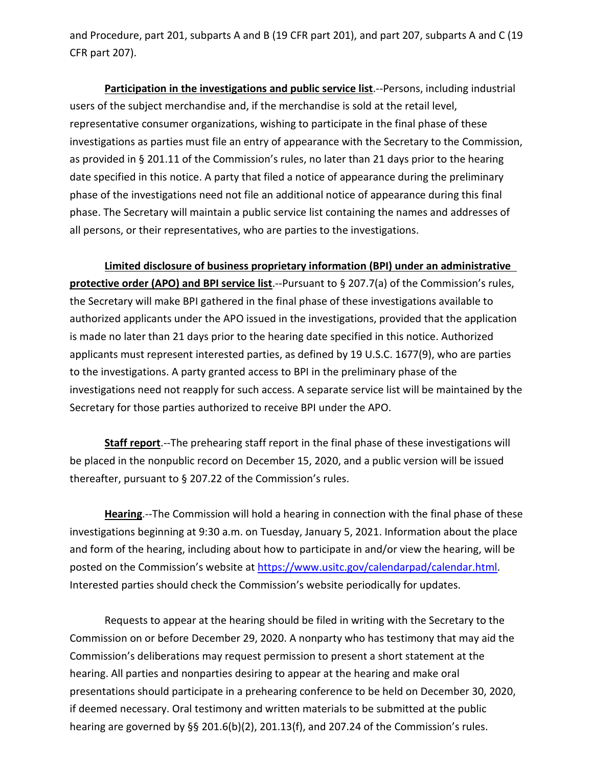and Procedure, part 201, subparts A and B (19 CFR part 201), and part 207, subparts A and C (19 CFR part 207).

**Participation in the investigations and public service list**.--Persons, including industrial users of the subject merchandise and, if the merchandise is sold at the retail level, representative consumer organizations, wishing to participate in the final phase of these investigations as parties must file an entry of appearance with the Secretary to the Commission, as provided in § 201.11 of the Commission's rules, no later than 21 days prior to the hearing date specified in this notice. A party that filed a notice of appearance during the preliminary phase of the investigations need not file an additional notice of appearance during this final phase. The Secretary will maintain a public service list containing the names and addresses of all persons, or their representatives, who are parties to the investigations.

**Limited disclosure of business proprietary information (BPI) under an administrative protective order (APO) and BPI service list**.--Pursuant to § 207.7(a) of the Commission's rules, the Secretary will make BPI gathered in the final phase of these investigations available to authorized applicants under the APO issued in the investigations, provided that the application is made no later than 21 days prior to the hearing date specified in this notice. Authorized applicants must represent interested parties, as defined by 19 U.S.C. 1677(9), who are parties to the investigations. A party granted access to BPI in the preliminary phase of the investigations need not reapply for such access. A separate service list will be maintained by the Secretary for those parties authorized to receive BPI under the APO.

**Staff report**.--The prehearing staff report in the final phase of these investigations will be placed in the nonpublic record on December 15, 2020, and a public version will be issued thereafter, pursuant to § 207.22 of the Commission's rules.

**Hearing**.--The Commission will hold a hearing in connection with the final phase of these investigations beginning at 9:30 a.m. on Tuesday, January 5, 2021. Information about the place and form of the hearing, including about how to participate in and/or view the hearing, will be posted on the Commission's website at https://www.usitc.gov/calendarpad/calendar.html. Interested parties should check the Commission's website periodically for updates.

Requests to appear at the hearing should be filed in writing with the Secretary to the Commission on or before December 29, 2020. A nonparty who has testimony that may aid the Commission's deliberations may request permission to present a short statement at the hearing. All parties and nonparties desiring to appear at the hearing and make oral presentations should participate in a prehearing conference to be held on December 30, 2020, if deemed necessary. Oral testimony and written materials to be submitted at the public hearing are governed by §§ 201.6(b)(2), 201.13(f), and 207.24 of the Commission's rules.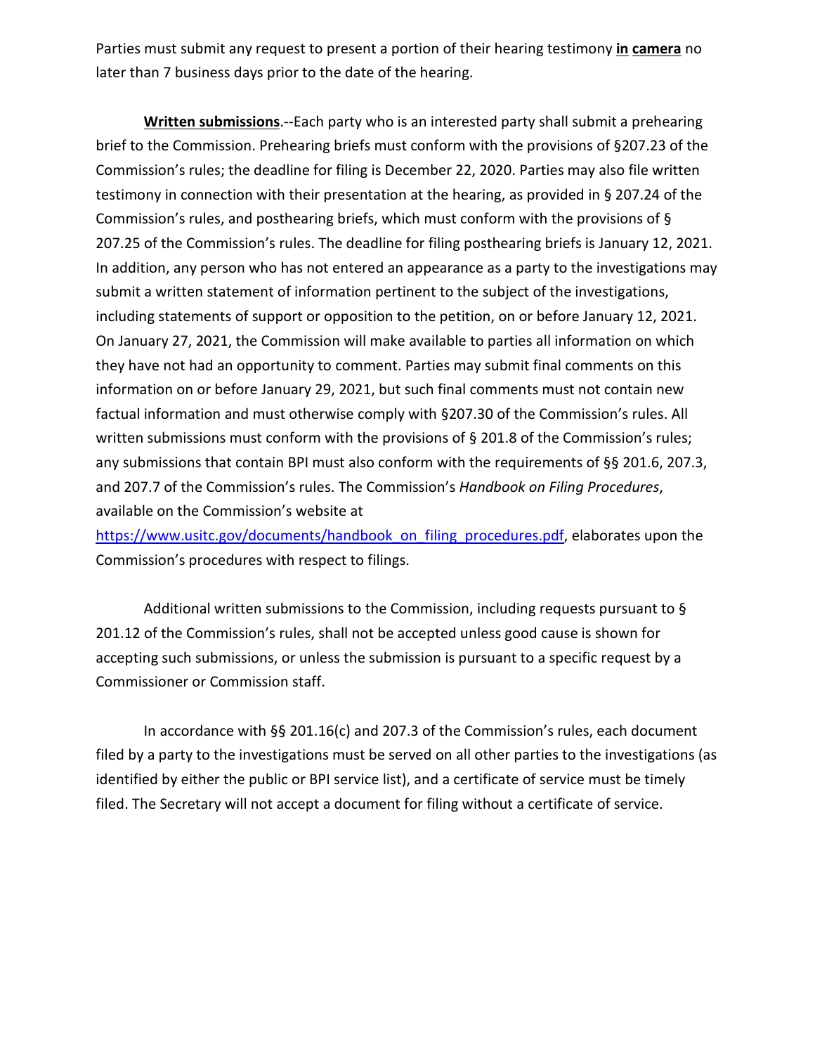Parties must submit any request to present a portion of their hearing testimony **in camera** no later than 7 business days prior to the date of the hearing.

**Written submissions**.--Each party who is an interested party shall submit a prehearing brief to the Commission. Prehearing briefs must conform with the provisions of §207.23 of the Commission's rules; the deadline for filing is December 22, 2020. Parties may also file written testimony in connection with their presentation at the hearing, as provided in § 207.24 of the Commission's rules, and posthearing briefs, which must conform with the provisions of § 207.25 of the Commission's rules. The deadline for filing posthearing briefs is January 12, 2021. In addition, any person who has not entered an appearance as a party to the investigations may submit a written statement of information pertinent to the subject of the investigations, including statements of support or opposition to the petition, on or before January 12, 2021. On January 27, 2021, the Commission will make available to parties all information on which they have not had an opportunity to comment. Parties may submit final comments on this information on or before January 29, 2021, but such final comments must not contain new factual information and must otherwise comply with §207.30 of the Commission's rules. All written submissions must conform with the provisions of § 201.8 of the Commission's rules; any submissions that contain BPI must also conform with the requirements of §§ 201.6, 207.3, and 207.7 of the Commission's rules. The Commission's *Handbook on Filing Procedures*, available on the Commission's website at https://www.usitc.gov/documents/handbook_on_filing_procedures.pdf, elaborates upon the Commission's procedures with respect to filings.

Additional written submissions to the Commission, including requests pursuant to § 201.12 of the Commission's rules, shall not be accepted unless good cause is shown for accepting such submissions, or unless the submission is pursuant to a specific request by a Commissioner or Commission staff.

In accordance with §§ 201.16(c) and 207.3 of the Commission's rules, each document filed by a party to the investigations must be served on all other parties to the investigations (as identified by either the public or BPI service list), and a certificate of service must be timely filed. The Secretary will not accept a document for filing without a certificate of service.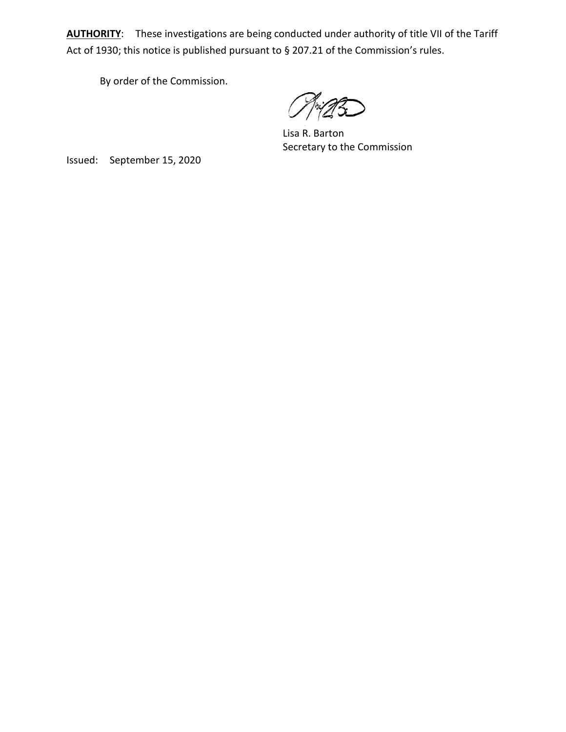**AUTHORITY**: These investigations are being conducted under authority of title VII of the Tariff Act of 1930; this notice is published pursuant to § 207.21 of the Commission's rules.

By order of the Commission.

Lisa R. Barton
Secretary to the Commission

Issued: September 15, 2020